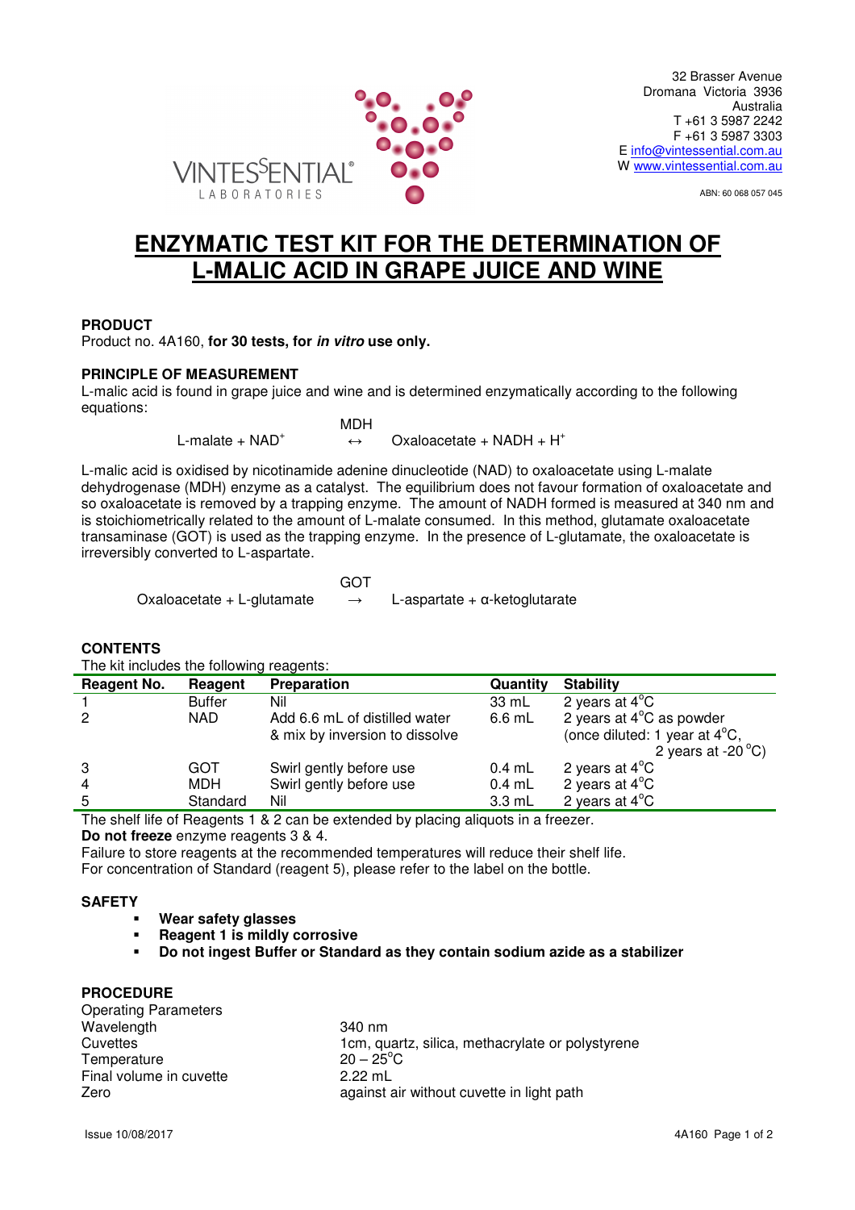VINTESSENTIAL® LABORATORIES

32 Brasser Avenue
Dromana Victoria 3936
Australia
T +61 3 5987 2242
F +61 3 5987 3303
E info@vintessential.com.au
W www.vintessential.com.au

ABN: 60 068 057 045

# ENZYMATIC TEST KIT FOR THE DETERMINATION OF L-MALIC ACID IN GRAPE JUICE AND WINE

## PRODUCT

Product no. 4A160, **for 30 tests, for *in vitro* use only.**

## PRINCIPLE OF MEASUREMENT

L-malic acid is found in grape juice and wine and is determined enzymatically according to the following equations:

$$\text{L-malate} + NAD^{+} \overset{\text{MDH}}{\leftrightarrow} \text{Oxaloacetate} + NADH + H^{+}$$

L-malic acid is oxidised by nicotinamide adenine dinucleotide (NAD) to oxaloacetate using L-malate dehydrogenase (MDH) enzyme as a catalyst. The equilibrium does not favour formation of oxaloacetate and so oxaloacetate is removed by a trapping enzyme. The amount of NADH formed is measured at 340 nm and is stoichiometrically related to the amount of L-malate consumed. In this method, glutamate oxaloacetate transaminase (GOT) is used as the trapping enzyme. In the presence of L-glutamate, the oxaloacetate is irreversibly converted to L-aspartate.

$$\text{Oxaloacetate} + \text{L-glutamate} \overset{\text{GOT}}{\rightarrow} \text{L-aspartate} + \alpha\text{-ketoglutarate}$$

## CONTENTS

The kit includes the following reagents:

| Reagent No. | Reagent | Preparation | Quantity | Stability |
|---|---|---|---|---|
| 1 | Buffer | Nil | 33 mL | 2 years at 4°C |
| 2 | NAD | Add 6.6 mL of distilled water & mix by inversion to dissolve | 6.6 mL | 2 years at 4°C as powder (once diluted: 1 year at 4°C, 2 years at -20 °C) |
| 3 | GOT | Swirl gently before use | 0.4 mL | 2 years at 4°C |
| 4 | MDH | Swirl gently before use | 0.4 mL | 2 years at 4°C |
| 5 | Standard | Nil | 3.3 mL | 2 years at 4°C |

The shelf life of Reagents 1 & 2 can be extended by placing aliquots in a freezer.
**Do not freeze** enzyme reagents 3 & 4.
Failure to store reagents at the recommended temperatures will reduce their shelf life.
For concentration of Standard (reagent 5), please refer to the label on the bottle.

## SAFETY

- **Wear safety glasses**
- **Reagent 1 is mildly corrosive**
- **Do not ingest Buffer or Standard as they contain sodium azide as a stabilizer**

## PROCEDURE

Operating Parameters

| | |
|---|---|
| Wavelength | 340 nm |
| Cuvettes | 1cm, quartz, silica, methacrylate or polystyrene |
| Temperature | 20 – 25°C |
| Final volume in cuvette | 2.22 mL |
| Zero | against air without cuvette in light path |

Issue 10/08/2017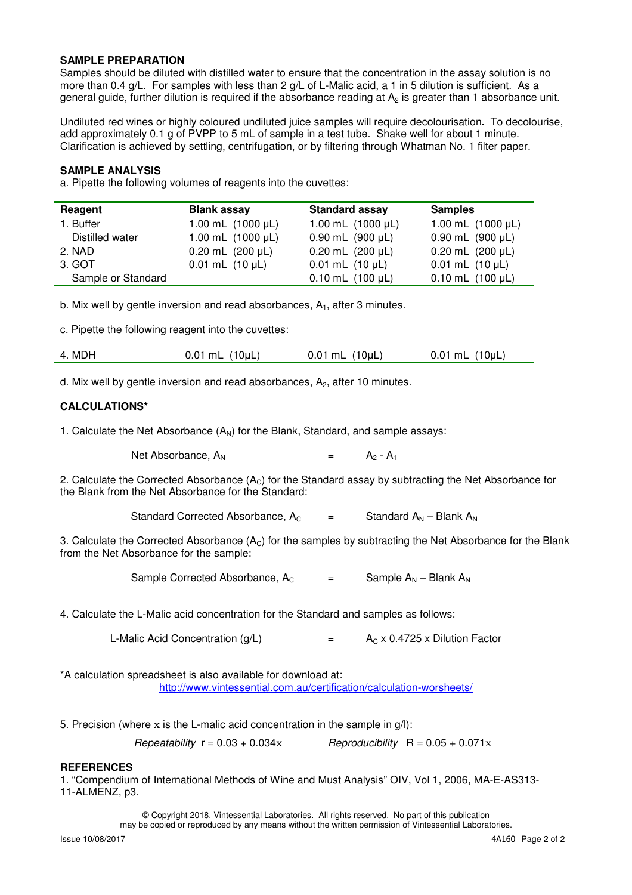## SAMPLE PREPARATION

Samples should be diluted with distilled water to ensure that the concentration in the assay solution is no more than 0.4 g/L. For samples with less than 2 g/L of L-Malic acid, a 1 in 5 dilution is sufficient. As a general guide, further dilution is required if the absorbance reading at $A_2$ is greater than 1 absorbance unit.

Undiluted red wines or highly coloured undiluted juice samples will require decolourisation**.** To decolourise, add approximately 0.1 g of PVPP to 5 mL of sample in a test tube. Shake well for about 1 minute. Clarification is achieved by settling, centrifugation, or by filtering through Whatman No. 1 filter paper.

## SAMPLE ANALYSIS

a. Pipette the following volumes of reagents into the cuvettes:

| Reagent | Blank assay | Standard assay | Samples |
|---|---|---|---|
| 1. Buffer | 1.00 mL (1000 µL) | 1.00 mL (1000 µL) | 1.00 mL (1000 µL) |
| Distilled water | 1.00 mL (1000 µL) | 0.90 mL (900 µL) | 0.90 mL (900 µL) |
| 2. NAD | 0.20 mL (200 µL) | 0.20 mL (200 µL) | 0.20 mL (200 µL) |
| 3. GOT | 0.01 mL (10 µL) | 0.01 mL (10 µL) | 0.01 mL (10 µL) |
| Sample or Standard | | 0.10 mL (100 µL) | 0.10 mL (100 µL) |

b. Mix well by gentle inversion and read absorbances, $A_1$, after 3 minutes.

c. Pipette the following reagent into the cuvettes:

| | | | |
|---|---|---|---|
| 4. MDH | 0.01 mL (10µL) | 0.01 mL (10µL) | 0.01 mL (10µL) |

d. Mix well by gentle inversion and read absorbances, $A_2$, after 10 minutes.

## CALCULATIONS*

1. Calculate the Net Absorbance ($A_N$) for the Blank, Standard, and sample assays:

$$\text{Net Absorbance, } A_N = A_2 - A_1$$

2. Calculate the Corrected Absorbance ($A_C$) for the Standard assay by subtracting the Net Absorbance for the Blank from the Net Absorbance for the Standard:

$$\text{Standard Corrected Absorbance, } A_C = \text{Standard } A_N - \text{Blank } A_N$$

3. Calculate the Corrected Absorbance ($A_C$) for the samples by subtracting the Net Absorbance for the Blank from the Net Absorbance for the sample:

$$\text{Sample Corrected Absorbance, } A_C = \text{Sample } A_N - \text{Blank } A_N$$

4. Calculate the L-Malic acid concentration for the Standard and samples as follows:

$$\text{L-Malic Acid Concentration (g/L)} = A_C \times 0.4725 \times \text{Dilution Factor}$$

*A calculation spreadsheet is also available for download at:
http://www.vintessential.com.au/certification/calculation-worsheets/

5. Precision (where $x$ is the L-malic acid concentration in the sample in g/l):

*Repeatability* $r = 0.03 + 0.034x$ *Reproducibility* $R = 0.05 + 0.071x$

## REFERENCES

1. "Compendium of International Methods of Wine and Must Analysis" OIV, Vol 1, 2006, MA-E-AS313-11-ALMENZ, p3.

© Copyright 2018, Vintessential Laboratories. All rights reserved. No part of this publication may be copied or reproduced by any means without the written permission of Vintessential Laboratories.

Issue 10/08/2017